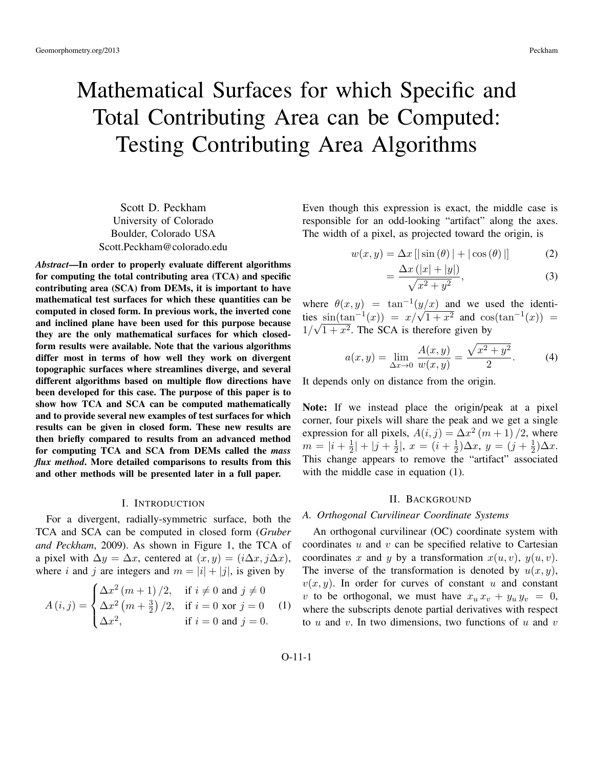# Mathematical Surfaces for which Specific and Total Contributing Area can be Computed: Testing Contributing Area Algorithms

Scott D. Peckham
University of Colorado
Boulder, Colorado USA
Scott.Peckham@colorado.edu

***Abstract*—In order to properly evaluate different algorithms for computing the total contributing area (TCA) and specific contributing area (SCA) from DEMs, it is important to have mathematical test surfaces for which these quantities can be computed in closed form. In previous work, the inverted cone and inclined plane have been used for this purpose because they are the only mathematical surfaces for which closed-form results were available. Note that the various algorithms differ most in terms of how well they work on divergent topographic surfaces where streamlines diverge, and several different algorithms based on multiple flow directions have been developed for this case. The purpose of this paper is to show how TCA and SCA can be computed mathematically and to provide several new examples of test surfaces for which results can be given in closed form. These new results are then briefly compared to results from an advanced method for computing TCA and SCA from DEMs called the *mass flux method*. More detailed comparisons to results from this and other methods will be presented later in a full paper.**

## I. Introduction

For a divergent, radially-symmetric surface, both the TCA and SCA can be computed in closed form (*Gruber and Peckham*, 2009). As shown in Figure 1, the TCA of a pixel with $\Delta y = \Delta x$, centered at $(x, y) = (i\Delta x, j\Delta x)$, where $i$ and $j$ are integers and $m = |i| + |j|$, is given by

$$A(i,j) = \begin{cases} \Delta x^2 (m+1)/2, & \text{if } i \neq 0 \text{ and } j \neq 0 \\ \Delta x^2 \left(m + \frac{3}{2}\right)/2, & \text{if } i = 0 \text{ xor } j = 0 \\ \Delta x^2, & \text{if } i = 0 \text{ and } j = 0. \end{cases} \quad (1)$$

Even though this expression is exact, the middle case is responsible for an odd-looking "artifact" along the axes. The width of a pixel, as projected toward the origin, is

$$w(x,y) = \Delta x \left[ |\sin(\theta)| + |\cos(\theta)| \right] \quad (2)$$

$$= \frac{\Delta x \left(|x| + |y|\right)}{\sqrt{x^2 + y^2}}, \quad (3)$$

where $\theta(x,y) = \tan^{-1}(y/x)$ and we used the identities $\sin(\tan^{-1}(x)) = x/\sqrt{1+x^2}$ and $\cos(\tan^{-1}(x)) = 1/\sqrt{1+x^2}$. The SCA is therefore given by

$$a(x,y) = \lim_{\Delta x \to 0} \frac{A(x,y)}{w(x,y)} = \frac{\sqrt{x^2 + y^2}}{2}. \quad (4)$$

It depends only on distance from the origin.

**Note:** If we instead place the origin/peak at a pixel corner, four pixels will share the peak and we get a single expression for all pixels, $A(i,j) = \Delta x^2 (m+1)/2$, where $m = |i + \frac{1}{2}| + |j + \frac{1}{2}|$, $x = (i + \frac{1}{2})\Delta x$, $y = (j + \frac{1}{2})\Delta x$. This change appears to remove the "artifact" associated with the middle case in equation (1).

## II. Background

### A. Orthogonal Curvilinear Coordinate Systems

An orthogonal curvilinear (OC) coordinate system with coordinates $u$ and $v$ can be specified relative to Cartesian coordinates $x$ and $y$ by a transformation $x(u,v)$, $y(u,v)$. The inverse of the transformation is denoted by $u(x,y)$, $v(x,y)$. In order for curves of constant $u$ and constant $v$ to be orthogonal, we must have $x_u\, x_v + y_u\, y_v = 0$, where the subscripts denote partial derivatives with respect to $u$ and $v$. In two dimensions, two functions of $u$ and $v$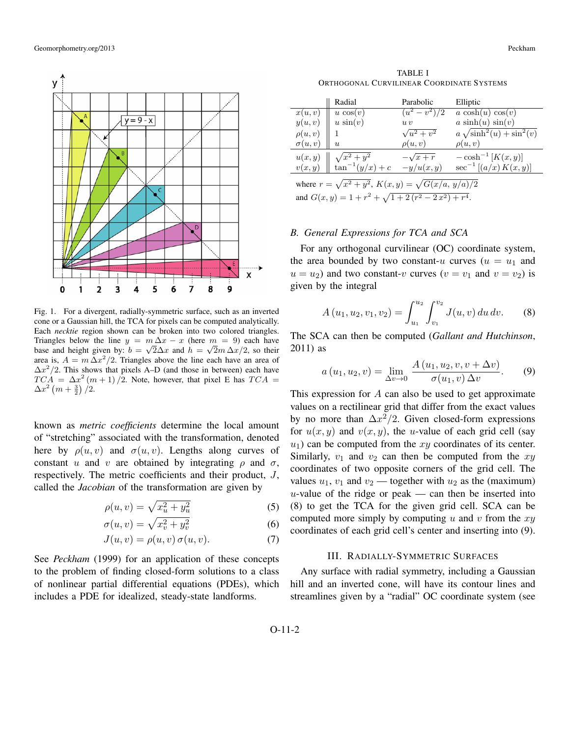Fig. 1. For a divergent, radially-symmetric surface, such as an inverted cone or a Gaussian hill, the TCA for pixels can be computed analytically. Each *necktie* region shown can be broken into two colored triangles. Triangles below the line $y = m\,\Delta x - x$ (here $m = 9$) each have base and height given by: $b = \sqrt{2}\Delta x$ and $h = \sqrt{2}m\,\Delta x/2$, so their area is, $A = m\,\Delta x^2/2$. Triangles above the line each have an area of $\Delta x^2/2$. This shows that pixels A–D (and those in between) each have $TCA = \Delta x^2\,(m+1)/2$. Note, however, that pixel E has $TCA = \Delta x^2\left(m + \frac{3}{2}\right)/2$.

known as *metric coefficients* determine the local amount of "stretching" associated with the transformation, denoted here by $\rho(u,v)$ and $\sigma(u,v)$. Lengths along curves of constant $u$ and $v$ are obtained by integrating $\rho$ and $\sigma$, respectively. The metric coefficients and their product, $J$, called the *Jacobian* of the transformation are given by

$$\rho(u,v) = \sqrt{x_u^2 + y_u^2} \tag{5}$$

$$\sigma(u,v) = \sqrt{x_v^2 + y_v^2} \tag{6}$$

$$J(u,v) = \rho(u,v)\,\sigma(u,v). \tag{7}$$

See *Peckham* (1999) for an application of these concepts to the problem of finding closed-form solutions to a class of nonlinear partial differential equations (PDEs), which includes a PDE for idealized, steady-state landforms.

TABLE I
ORTHOGONAL CURVILINEAR COORDINATE SYSTEMS

| | Radial | Parabolic | Elliptic |
|---|---|---|---|
| $x(u,v)$ | $u\,\cos(v)$ | $(u^2 - v^2)/2$ | $a\,\cosh(u)\,\cos(v)$ |
| $y(u,v)$ | $u\,\sin(v)$ | $u\,v$ | $a\,\sinh(u)\,\sin(v)$ |
| $\rho(u,v)$ | $1$ | $\sqrt{u^2+v^2}$ | $a\,\sqrt{\sinh^2(u) + \sin^2(v)}$ |
| $\sigma(u,v)$ | $u$ | $\rho(u,v)$ | $\rho(u,v)$ |
| $u(x,y)$ | $\sqrt{x^2+y^2}$ | $-\sqrt{x+r}$ | $-\cosh^{-1}\left[K(x,y)\right]$ |
| $v(x,y)$ | $\tan^{-1}(y/x) + c$ | $-y/u(x,y)$ | $\sec^{-1}\left[(a/x)\,K(x,y)\right]$ |

where $r = \sqrt{x^2+y^2}$, $K(x,y) = \sqrt{G(x/a,\,y/a)/2}$
and $G(x,y) = 1 + r^2 + \sqrt{1 + 2\,(r^2 - 2\,x^2) + r^4}$.

### B. General Expressions for TCA and SCA

For any orthogonal curvilinear (OC) coordinate system, the area bounded by two constant-$u$ curves ($u = u_1$ and $u = u_2$) and two constant-$v$ curves ($v = v_1$ and $v = v_2$) is given by the integral

$$A\left(u_1, u_2, v_1, v_2\right) = \int_{u_1}^{u_2} \int_{v_1}^{v_2} J(u,v)\,du\,dv. \tag{8}$$

The SCA can then be computed (*Gallant and Hutchinson*, 2011) as

$$a\left(u_1, u_2, v\right) = \lim_{\Delta v \to 0} \frac{A\left(u_1, u_2, v, v + \Delta v\right)}{\sigma(u_1, v)\,\Delta v}. \tag{9}$$

This expression for $A$ can also be used to get approximate values on a rectilinear grid that differ from the exact values by no more than $\Delta x^2/2$. Given closed-form expressions for $u(x,y)$ and $v(x,y)$, the $u$-value of each grid cell (say $u_1$) can be computed from the $xy$ coordinates of its center. Similarly, $v_1$ and $v_2$ can then be computed from the $xy$ coordinates of two opposite corners of the grid cell. The values $u_1$, $v_1$ and $v_2$ — together with $u_2$ as the (maximum) $u$-value of the ridge or peak — can then be inserted into (8) to get the TCA for the given grid cell. SCA can be computed more simply by computing $u$ and $v$ from the $xy$ coordinates of each grid cell's center and inserting into (9).

## III. RADIALLY-SYMMETRIC SURFACES

Any surface with radial symmetry, including a Gaussian hill and an inverted cone, will have its contour lines and streamlines given by a "radial" OC coordinate system (see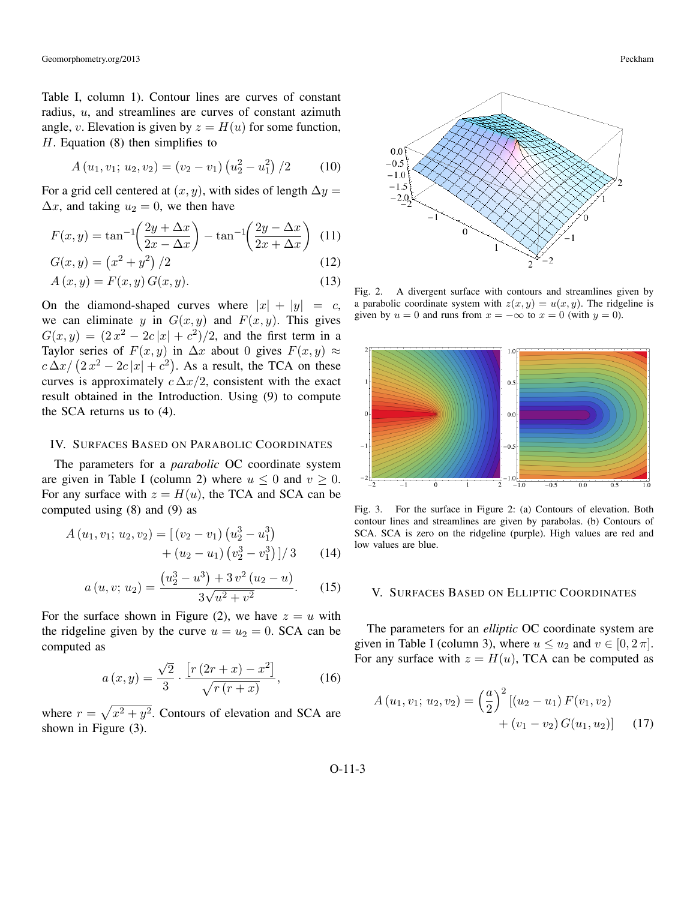Table I, column 1). Contour lines are curves of constant radius, $u$, and streamlines are curves of constant azimuth angle, $v$. Elevation is given by $z = H(u)$ for some function, $H$. Equation (8) then simplifies to

$$A\,(u_1, v_1;\, u_2, v_2) = (v_2 - v_1)\left(u_2^2 - u_1^2\right)/2 \tag{10}$$

For a grid cell centered at $(x, y)$, with sides of length $\Delta y = \Delta x$, and taking $u_2 = 0$, we then have

$$F(x, y) = \tan^{-1}\!\left(\frac{2y + \Delta x}{2x - \Delta x}\right) - \tan^{-1}\!\left(\frac{2y - \Delta x}{2x + \Delta x}\right) \tag{11}$$

$$G(x, y) = \left(x^2 + y^2\right)/2 \tag{12}$$

$$A\,(x, y) = F(x, y)\, G(x, y). \tag{13}$$

On the diamond-shaped curves where $|x| + |y| = c$, we can eliminate $y$ in $G(x, y)$ and $F(x, y)$. This gives $G(x, y) = (2\,x^2 - 2c\,|x| + c^2)/2$, and the first term in a Taylor series of $F(x, y)$ in $\Delta x$ about 0 gives $F(x, y) \approx c\,\Delta x/\left(2\,x^2 - 2c\,|x| + c^2\right)$. As a result, the TCA on these curves is approximately $c\,\Delta x/2$, consistent with the exact result obtained in the Introduction. Using (9) to compute the SCA returns us to (4).

## IV. Surfaces Based on Parabolic Coordinates

The parameters for a *parabolic* OC coordinate system are given in Table I (column 2) where $u \leq 0$ and $v \geq 0$. For any surface with $z = H(u)$, the TCA and SCA can be computed using (8) and (9) as

$$\begin{aligned} A\,(u_1, v_1;\, u_2, v_2) = [\,&(v_2 - v_1)\left(u_2^3 - u_1^3\right) \\ &+ (u_2 - u_1)\left(v_2^3 - v_1^3\right)]/\,3 \end{aligned} \tag{14}$$

$$a\,(u, v;\, u_2) = \frac{\left(u_2^3 - u^3\right) + 3\,v^2\,(u_2 - u)}{3\sqrt{u^2 + v^2}}. \tag{15}$$

For the surface shown in Figure (2), we have $z = u$ with the ridgeline given by the curve $u = u_2 = 0$. SCA can be computed as

$$a\,(x, y) = \frac{\sqrt{2}}{3} \cdot \frac{\left[r\,(2r + x) - x^2\right]}{\sqrt{r\,(r + x)}}, \tag{16}$$

where $r = \sqrt{x^2 + y^2}$. Contours of elevation and SCA are shown in Figure (3).

Fig. 2. A divergent surface with contours and streamlines given by a parabolic coordinate system with $z(x, y) = u(x, y)$. The ridgeline is given by $u = 0$ and runs from $x = -\infty$ to $x = 0$ (with $y = 0$).

Fig. 3. For the surface in Figure 2: (a) Contours of elevation. Both contour lines and streamlines are given by parabolas. (b) Contours of SCA. SCA is zero on the ridgeline (purple). High values are red and low values are blue.

## V. Surfaces Based on Elliptic Coordinates

The parameters for an *elliptic* OC coordinate system are given in Table I (column 3), where $u \leq u_2$ and $v \in [0, 2\,\pi]$. For any surface with $z = H(u)$, TCA can be computed as

$$\begin{aligned} A\,(u_1, v_1;\, u_2, v_2) = \left(\frac{a}{2}\right)^2 [\,&(u_2 - u_1)\, F(v_1, v_2) \\ &+ (v_1 - v_2)\, G(u_1, u_2)] \end{aligned} \tag{17}$$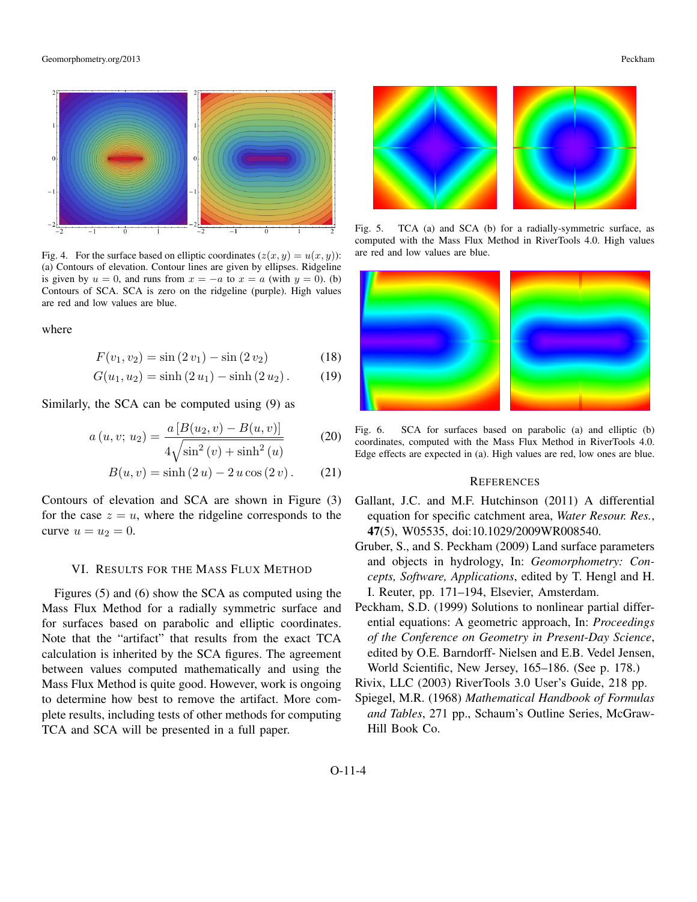−2 −1 0 1 2

2

1

0

−1

−2

−2 −1 0 1 2

2

1

0

−1

−2

Fig. 4. For the surface based on elliptic coordinates ($z(x,y) = u(x,y)$): (a) Contours of elevation. Contour lines are given by ellipses. Ridgeline is given by $u = 0$, and runs from $x = -a$ to $x = a$ (with $y = 0$). (b) Contours of SCA. SCA is zero on the ridgeline (purple). High values are red and low values are blue.

where

$$F(v_1, v_2) = \sin(2\,v_1) - \sin(2\,v_2) \tag{18}$$

$$G(u_1, u_2) = \sinh(2\,u_1) - \sinh(2\,u_2)\,. \tag{19}$$

Similarly, the SCA can be computed using (9) as

$$a\,(u, v;\, u_2) = \frac{a\,[B(u_2, v) - B(u, v)]}{4\sqrt{\sin^2(v) + \sinh^2(u)}} \tag{20}$$

$$B(u, v) = \sinh(2\,u) - 2\,u\cos(2\,v)\,. \tag{21}$$

Contours of elevation and SCA are shown in Figure (3) for the case $z = u$, where the ridgeline corresponds to the curve $u = u_2 = 0$.

## VI. Results for the Mass Flux Method

Figures (5) and (6) show the SCA as computed using the Mass Flux Method for a radially symmetric surface and for surfaces based on parabolic and elliptic coordinates. Note that the "artifact" that results from the exact TCA calculation is inherited by the SCA figures. The agreement between values computed mathematically and using the Mass Flux Method is quite good. However, work is ongoing to determine how best to remove the artifact. More complete results, including tests of other methods for computing TCA and SCA will be presented in a full paper.

Fig. 5. TCA (a) and SCA (b) for a radially-symmetric surface, as computed with the Mass Flux Method in RiverTools 4.0. High values are red and low values are blue.

Fig. 6. SCA for surfaces based on parabolic (a) and elliptic (b) coordinates, computed with the Mass Flux Method in RiverTools 4.0. Edge effects are expected in (a). High values are red, low ones are blue.

## References

Gallant, J.C. and M.F. Hutchinson (2011) A differential equation for specific catchment area, *Water Resour. Res.*, **47**(5), W05535, doi:10.1029/2009WR008540.

Gruber, S., and S. Peckham (2009) Land surface parameters and objects in hydrology, In: *Geomorphometry: Concepts, Software, Applications*, edited by T. Hengl and H. I. Reuter, pp. 171–194, Elsevier, Amsterdam.

Peckham, S.D. (1999) Solutions to nonlinear partial differential equations: A geometric approach, In: *Proceedings of the Conference on Geometry in Present-Day Science*, edited by O.E. Barndorff- Nielsen and E.B. Vedel Jensen, World Scientific, New Jersey, 165–186. (See p. 178.)

Rivix, LLC (2003) RiverTools 3.0 User's Guide, 218 pp.

Spiegel, M.R. (1968) *Mathematical Handbook of Formulas and Tables*, 271 pp., Schaum's Outline Series, McGraw-Hill Book Co.